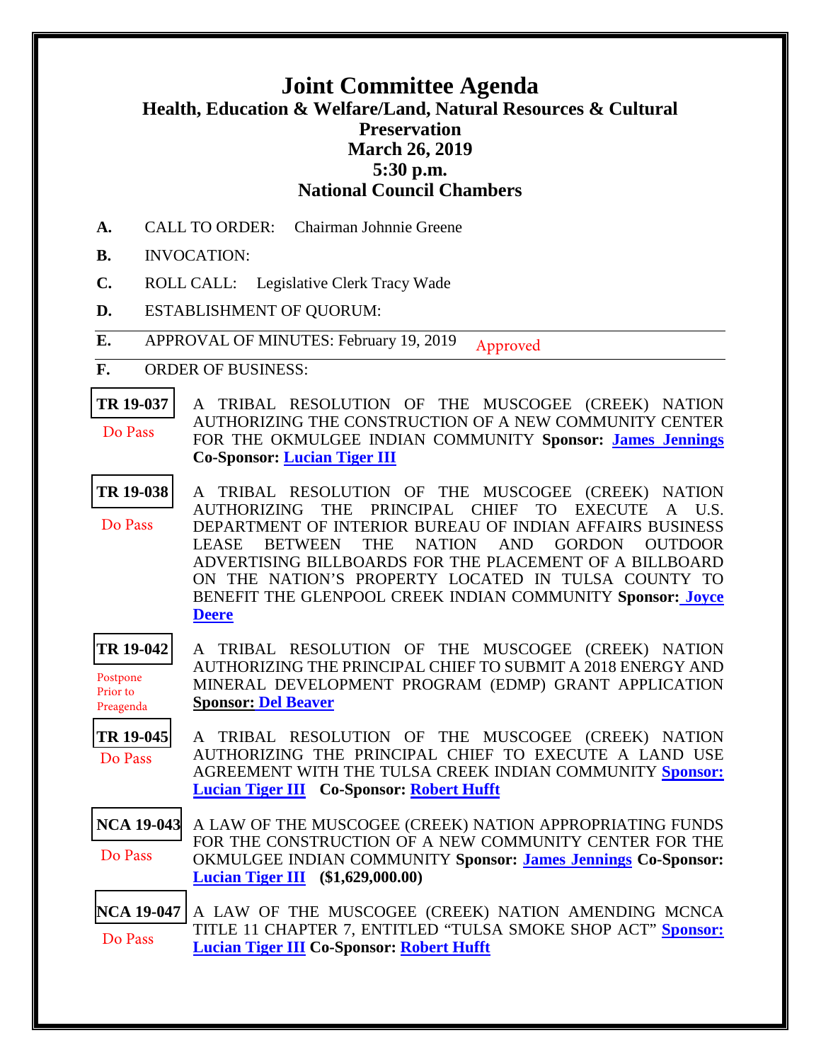# Joint Committee Agenda

## Health, Education & Welfare/Land, Natural Resources & Cultural Preservation

## March 26, 2019

## 5:30 p.m.

## National Council Chambers

**A.** CALL TO ORDER: Chairman Johnnie Greene

**B.** INVOCATION:

**C.** ROLL CALL: Legislative Clerk Tracy Wade

**D.** ESTABLISHMENT OF QUORUM:

**E.** APPROVAL OF MINUTES: February 19, 2019 Approved

**F.** ORDER OF BUSINESS:

**TR 19-037**
Do Pass

A TRIBAL RESOLUTION OF THE MUSCOGEE (CREEK) NATION AUTHORIZING THE CONSTRUCTION OF A NEW COMMUNITY CENTER FOR THE OKMULGEE INDIAN COMMUNITY **Sponsor: James Jennings Co-Sponsor: Lucian Tiger III**

**TR 19-038**
Do Pass

A TRIBAL RESOLUTION OF THE MUSCOGEE (CREEK) NATION AUTHORIZING THE PRINCIPAL CHIEF TO EXECUTE A U.S. DEPARTMENT OF INTERIOR BUREAU OF INDIAN AFFAIRS BUSINESS LEASE BETWEEN THE NATION AND GORDON OUTDOOR ADVERTISING BILLBOARDS FOR THE PLACEMENT OF A BILLBOARD ON THE NATION'S PROPERTY LOCATED IN TULSA COUNTY TO BENEFIT THE GLENPOOL CREEK INDIAN COMMUNITY **Sponsor: Joyce Deere**

**TR 19-042**
Postpone Prior to Preagenda

A TRIBAL RESOLUTION OF THE MUSCOGEE (CREEK) NATION AUTHORIZING THE PRINCIPAL CHIEF TO SUBMIT A 2018 ENERGY AND MINERAL DEVELOPMENT PROGRAM (EDMP) GRANT APPLICATION **Sponsor: Del Beaver**

**TR 19-045**
Do Pass

A TRIBAL RESOLUTION OF THE MUSCOGEE (CREEK) NATION AUTHORIZING THE PRINCIPAL CHIEF TO EXECUTE A LAND USE AGREEMENT WITH THE TULSA CREEK INDIAN COMMUNITY **Sponsor: Lucian Tiger III Co-Sponsor: Robert Hufft**

**NCA 19-043**
Do Pass

A LAW OF THE MUSCOGEE (CREEK) NATION APPROPRIATING FUNDS FOR THE CONSTRUCTION OF A NEW COMMUNITY CENTER FOR THE OKMULGEE INDIAN COMMUNITY **Sponsor: James Jennings Co-Sponsor: Lucian Tiger III ($1,629,000.00)**

**NCA 19-047**
Do Pass

A LAW OF THE MUSCOGEE (CREEK) NATION AMENDING MCNCA TITLE 11 CHAPTER 7, ENTITLED "TULSA SMOKE SHOP ACT" **Sponsor: Lucian Tiger III Co-Sponsor: Robert Hufft**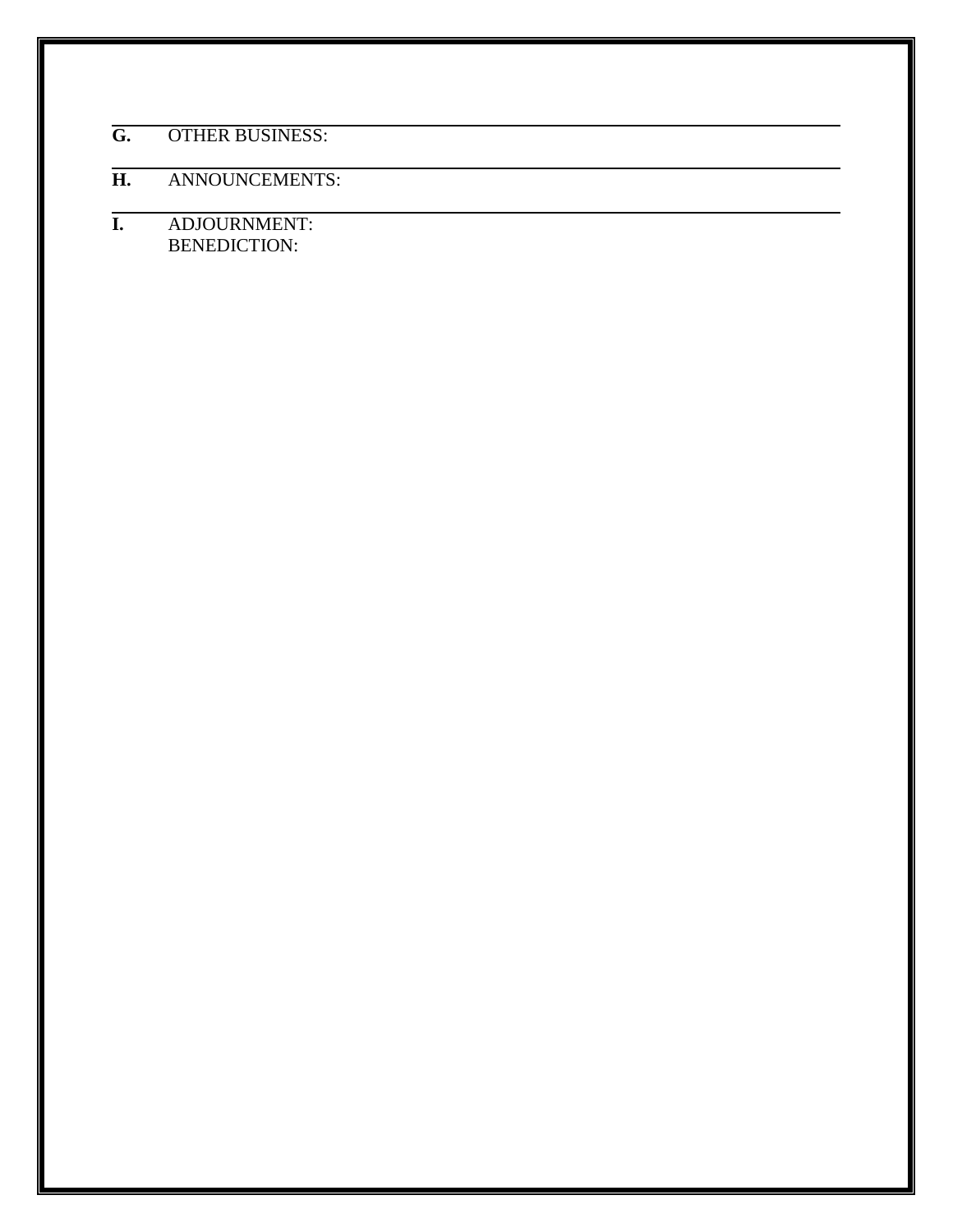**G.** OTHER BUSINESS:

---

**H.** ANNOUNCEMENTS:

---

**I.** ADJOURNMENT:
BENEDICTION: